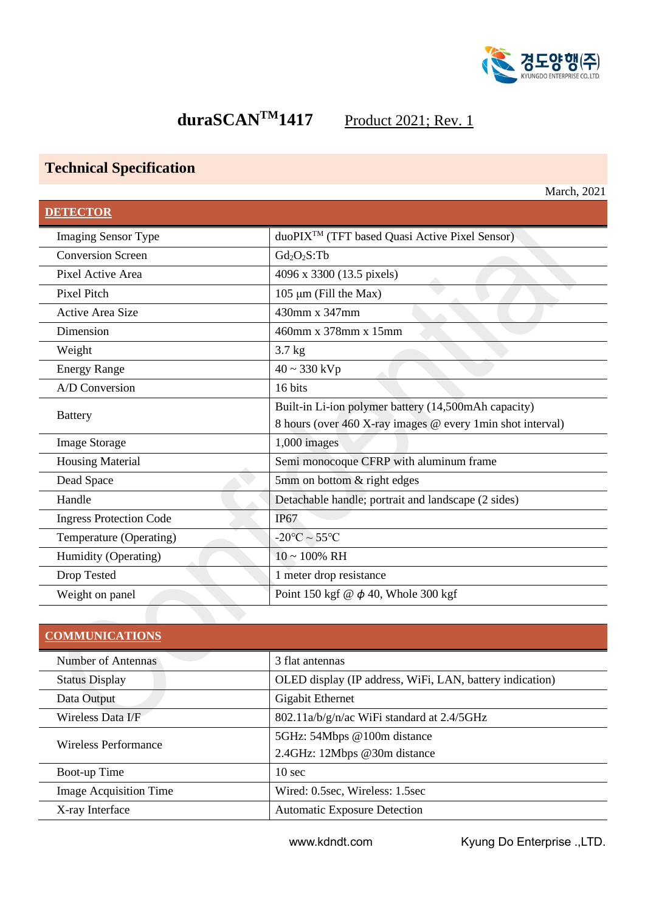# duraSCAN™1417    Product 2021; Rev. 1

## Technical Specification

March, 2021

| DETECTOR | |
|---|---|
| Imaging Sensor Type | duoPIX™ (TFT based Quasi Active Pixel Sensor) |
| Conversion Screen | $Gd_2O_2S:Tb$ |
| Pixel Active Area | 4096 x 3300 (13.5 pixels) |
| Pixel Pitch | 105 µm (Fill the Max) |
| Active Area Size | 430mm x 347mm |
| Dimension | 460mm x 378mm x 15mm |
| Weight | 3.7 kg |
| Energy Range | 40 ~ 330 kVp |
| A/D Conversion | 16 bits |
| Battery | Built-in Li-ion polymer battery (14,500mAh capacity)<br>8 hours (over 460 X-ray images @ every 1min shot interval) |
| Image Storage | 1,000 images |
| Housing Material | Semi monocoque CFRP with aluminum frame |
| Dead Space | 5mm on bottom & right edges |
| Handle | Detachable handle; portrait and landscape (2 sides) |
| Ingress Protection Code | IP67 |
| Temperature (Operating) | -20℃ ~ 55℃ |
| Humidity (Operating) | 10 ~ 100% RH |
| Drop Tested | 1 meter drop resistance |
| Weight on panel | Point 150 kgf @ $\phi$ 40, Whole 300 kgf |

| COMMUNICATIONS | |
|---|---|
| Number of Antennas | 3 flat antennas |
| Status Display | OLED display (IP address, WiFi, LAN, battery indication) |
| Data Output | Gigabit Ethernet |
| Wireless Data I/F | 802.11a/b/g/n/ac WiFi standard at 2.4/5GHz |
| Wireless Performance | 5GHz: 54Mbps @100m distance<br>2.4GHz: 12Mbps @30m distance |
| Boot-up Time | 10 sec |
| Image Acquisition Time | Wired: 0.5sec, Wireless: 1.5sec |
| X-ray Interface | Automatic Exposure Detection |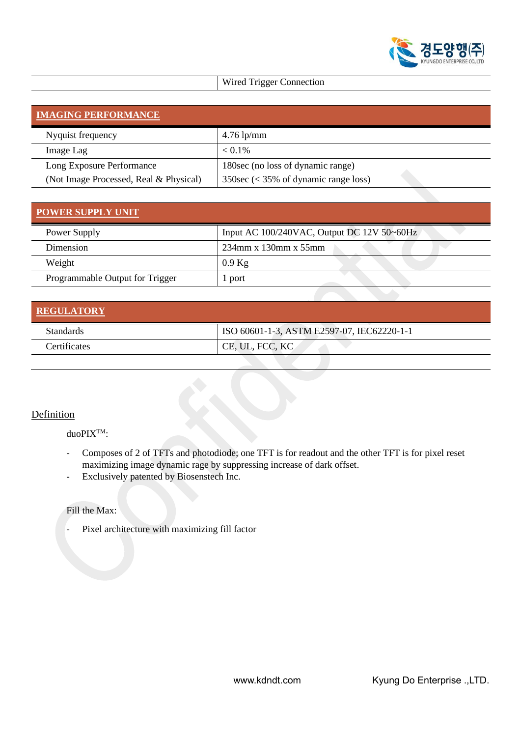| | Wired Trigger Connection |
|---|---|

| **IMAGING PERFORMANCE** | |
|---|---|
| Nyquist frequency | 4.76 lp/mm |
| Image Lag | < 0.1% |
| Long Exposure Performance (Not Image Processed, Real & Physical) | 180sec (no loss of dynamic range) 350sec (< 35% of dynamic range loss) |

| **POWER SUPPLY UNIT** | |
|---|---|
| Power Supply | Input AC 100/240VAC, Output DC 12V 50~60Hz |
| Dimension | 234mm x 130mm x 55mm |
| Weight | 0.9 Kg |
| Programmable Output for Trigger | 1 port |

| **REGULATORY** | |
|---|---|
| Standards | ISO 60601-1-3, ASTM E2597-07, IEC62220-1-1 |
| Certificates | CE, UL, FCC, KC |

Definition

duoPIX™:

- Composes of 2 of TFTs and photodiode; one TFT is for readout and the other TFT is for pixel reset maximizing image dynamic rage by suppressing increase of dark offset.
- Exclusively patented by Biosenstech Inc.

Fill the Max:

- Pixel architecture with maximizing fill factor